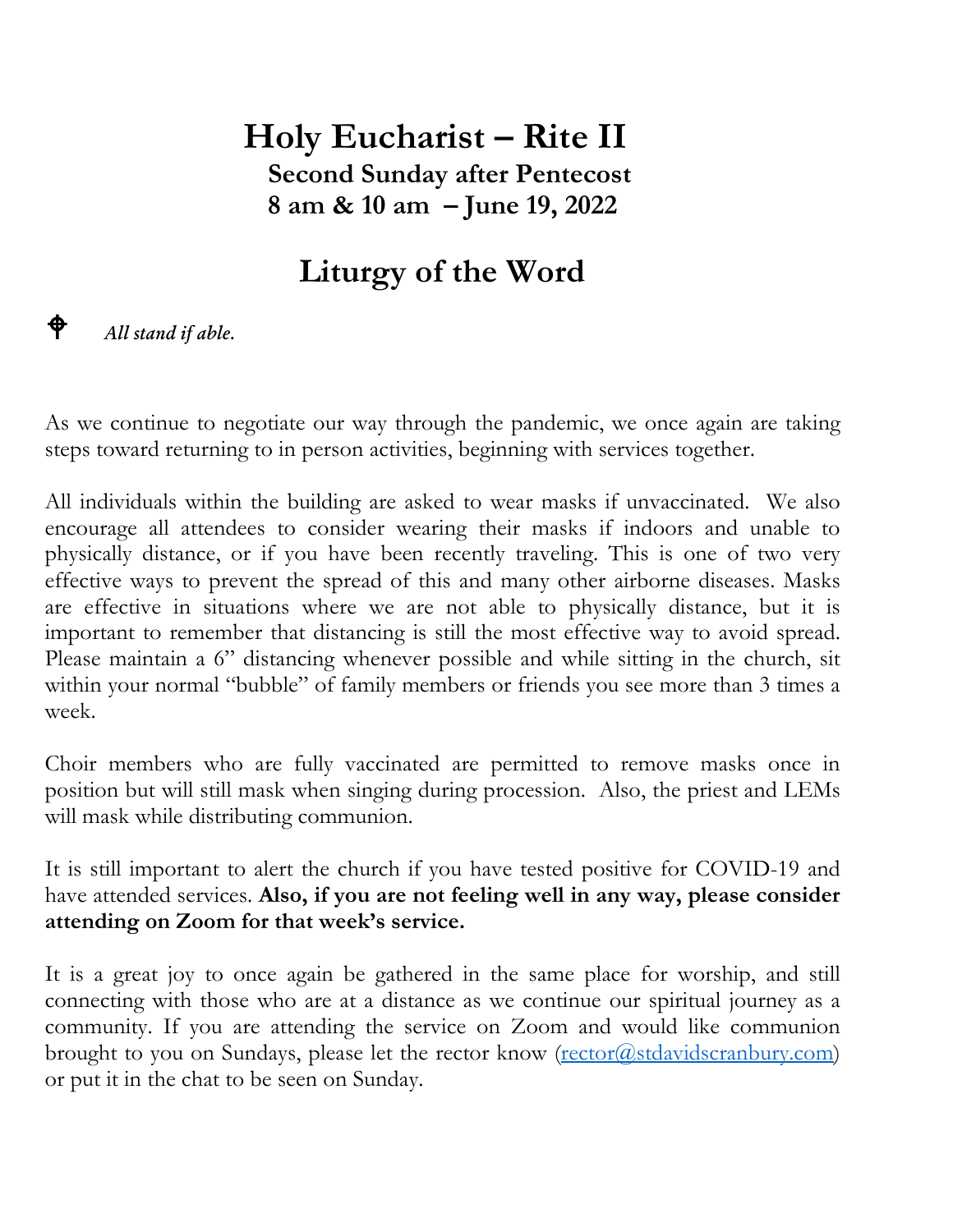# Holy Eucharist – Rite II

### Second Sunday after Pentecost
### 8 am & 10 am – June 19, 2022

## Liturgy of the Word

⌖ *All stand if able.*

As we continue to negotiate our way through the pandemic, we once again are taking steps toward returning to in person activities, beginning with services together.

All individuals within the building are asked to wear masks if unvaccinated. We also encourage all attendees to consider wearing their masks if indoors and unable to physically distance, or if you have been recently traveling. This is one of two very effective ways to prevent the spread of this and many other airborne diseases. Masks are effective in situations where we are not able to physically distance, but it is important to remember that distancing is still the most effective way to avoid spread. Please maintain a 6" distancing whenever possible and while sitting in the church, sit within your normal "bubble" of family members or friends you see more than 3 times a week.

Choir members who are fully vaccinated are permitted to remove masks once in position but will still mask when singing during procession. Also, the priest and LEMs will mask while distributing communion.

It is still important to alert the church if you have tested positive for COVID-19 and have attended services. **Also, if you are not feeling well in any way, please consider attending on Zoom for that week's service.**

It is a great joy to once again be gathered in the same place for worship, and still connecting with those who are at a distance as we continue our spiritual journey as a community. If you are attending the service on Zoom and would like communion brought to you on Sundays, please let the rector know (rector@stdavidscranbury.com) or put it in the chat to be seen on Sunday.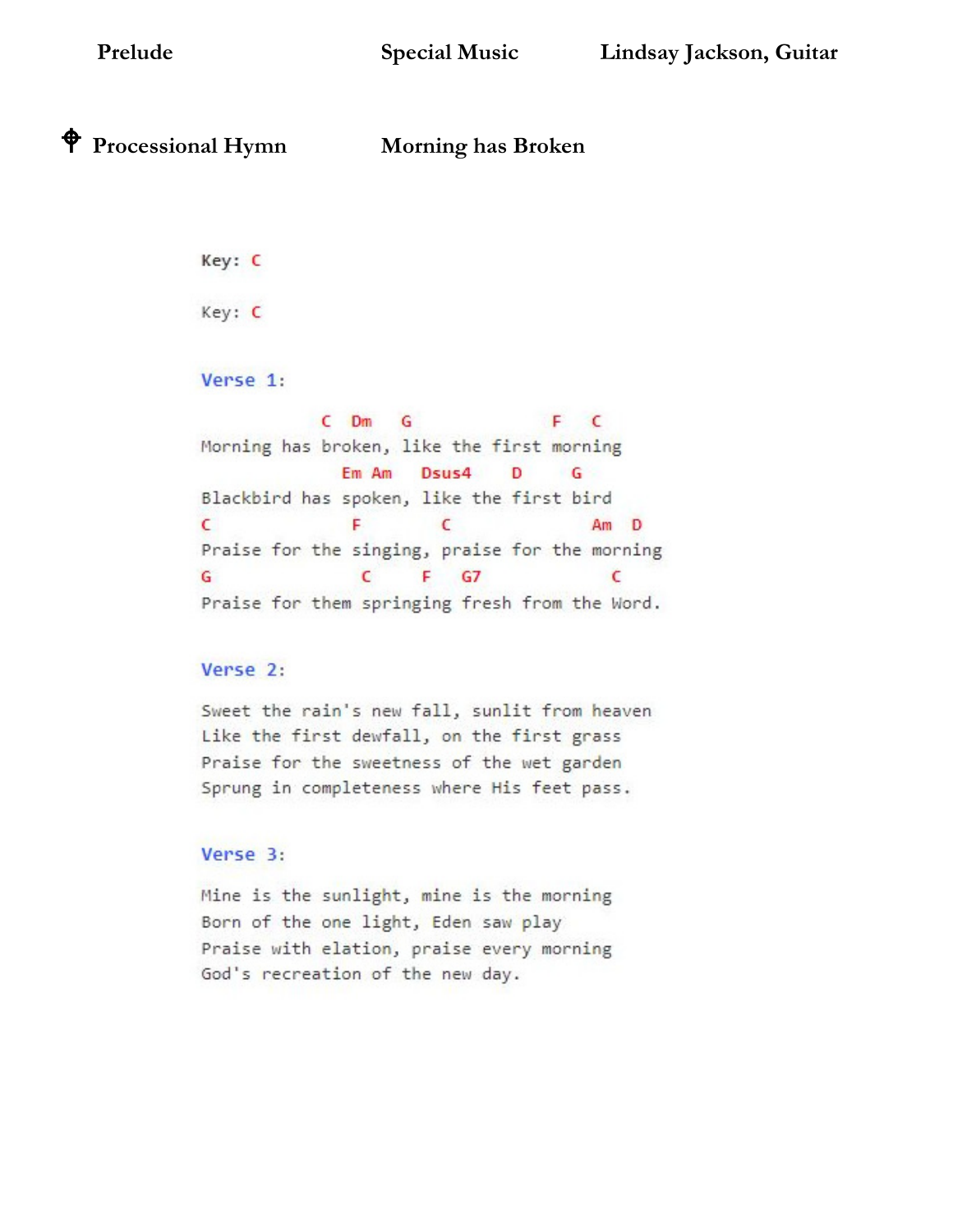**Prelude** **Special Music** **Lindsay Jackson, Guitar**

⌖ **Processional Hymn** **Morning has Broken**

```
Key: C

Key: C

Verse 1:

              C  Dm   G                 F   C
Morning has broken, like the first morning
                Em Am   Dsus4    D      G
Blackbird has spoken, like the first bird
C               F         C               Am  D
Praise for the singing, praise for the morning
G               C     F   G7              C
Praise for them springing fresh from the Word.

Verse 2:

Sweet the rain's new fall, sunlit from heaven
Like the first dewfall, on the first grass
Praise for the sweetness of the wet garden
Sprung in completeness where His feet pass.

Verse 3:

Mine is the sunlight, mine is the morning
Born of the one light, Eden saw play
Praise with elation, praise every morning
God's recreation of the new day.
```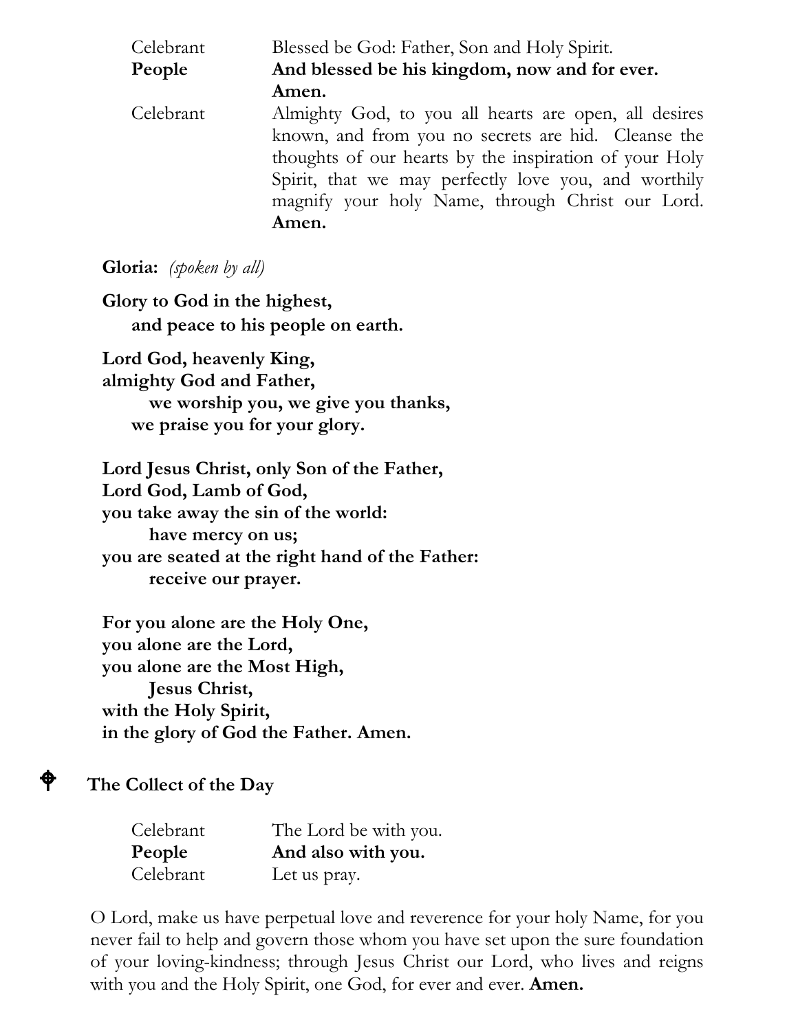| | |
|---|---|
| Celebrant | Blessed be God: Father, Son and Holy Spirit. |
| **People** | **And blessed be his kingdom, now and for ever. Amen.** |
| Celebrant | Almighty God, to you all hearts are open, all desires known, and from you no secrets are hid. Cleanse the thoughts of our hearts by the inspiration of your Holy Spirit, that we may perfectly love you, and worthily magnify your holy Name, through Christ our Lord. **Amen.** |

**Gloria:** *(spoken by all)*

**Glory to God in the highest,**
**and peace to his people on earth.**

**Lord God, heavenly King,**
**almighty God and Father,**
**we worship you, we give you thanks,**
**we praise you for your glory.**

**Lord Jesus Christ, only Son of the Father,**
**Lord God, Lamb of God,**
**you take away the sin of the world:**
**have mercy on us;**
**you are seated at the right hand of the Father:**
**receive our prayer.**

**For you alone are the Holy One,**
**you alone are the Lord,**
**you alone are the Most High,**
**Jesus Christ,**
**with the Holy Spirit,**
**in the glory of God the Father. Amen.**

## The Collect of the Day

| | |
|---|---|
| Celebrant | The Lord be with you. |
| **People** | **And also with you.** |
| Celebrant | Let us pray. |

O Lord, make us have perpetual love and reverence for your holy Name, for you never fail to help and govern those whom you have set upon the sure foundation of your loving-kindness; through Jesus Christ our Lord, who lives and reigns with you and the Holy Spirit, one God, for ever and ever. **Amen.**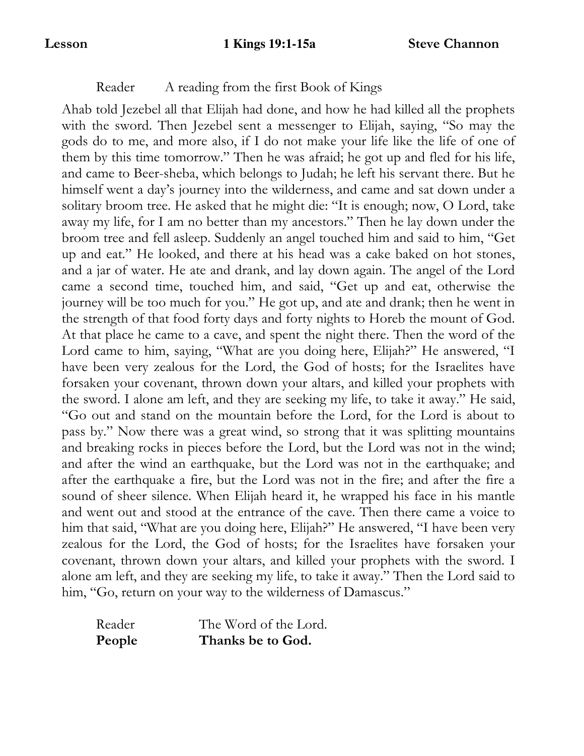**Lesson** **1 Kings 19:1-15a** **Steve Channon**

Reader A reading from the first Book of Kings

Ahab told Jezebel all that Elijah had done, and how he had killed all the prophets with the sword. Then Jezebel sent a messenger to Elijah, saying, "So may the gods do to me, and more also, if I do not make your life like the life of one of them by this time tomorrow." Then he was afraid; he got up and fled for his life, and came to Beer-sheba, which belongs to Judah; he left his servant there. But he himself went a day's journey into the wilderness, and came and sat down under a solitary broom tree. He asked that he might die: "It is enough; now, O Lord, take away my life, for I am no better than my ancestors." Then he lay down under the broom tree and fell asleep. Suddenly an angel touched him and said to him, "Get up and eat." He looked, and there at his head was a cake baked on hot stones, and a jar of water. He ate and drank, and lay down again. The angel of the Lord came a second time, touched him, and said, "Get up and eat, otherwise the journey will be too much for you." He got up, and ate and drank; then he went in the strength of that food forty days and forty nights to Horeb the mount of God. At that place he came to a cave, and spent the night there. Then the word of the Lord came to him, saying, "What are you doing here, Elijah?" He answered, "I have been very zealous for the Lord, the God of hosts; for the Israelites have forsaken your covenant, thrown down your altars, and killed your prophets with the sword. I alone am left, and they are seeking my life, to take it away." He said, "Go out and stand on the mountain before the Lord, for the Lord is about to pass by." Now there was a great wind, so strong that it was splitting mountains and breaking rocks in pieces before the Lord, but the Lord was not in the wind; and after the wind an earthquake, but the Lord was not in the earthquake; and after the earthquake a fire, but the Lord was not in the fire; and after the fire a sound of sheer silence. When Elijah heard it, he wrapped his face in his mantle and went out and stood at the entrance of the cave. Then there came a voice to him that said, "What are you doing here, Elijah?" He answered, "I have been very zealous for the Lord, the God of hosts; for the Israelites have forsaken your covenant, thrown down your altars, and killed your prophets with the sword. I alone am left, and they are seeking my life, to take it away." Then the Lord said to him, "Go, return on your way to the wilderness of Damascus."

Reader The Word of the Lord.
**People** **Thanks be to God.**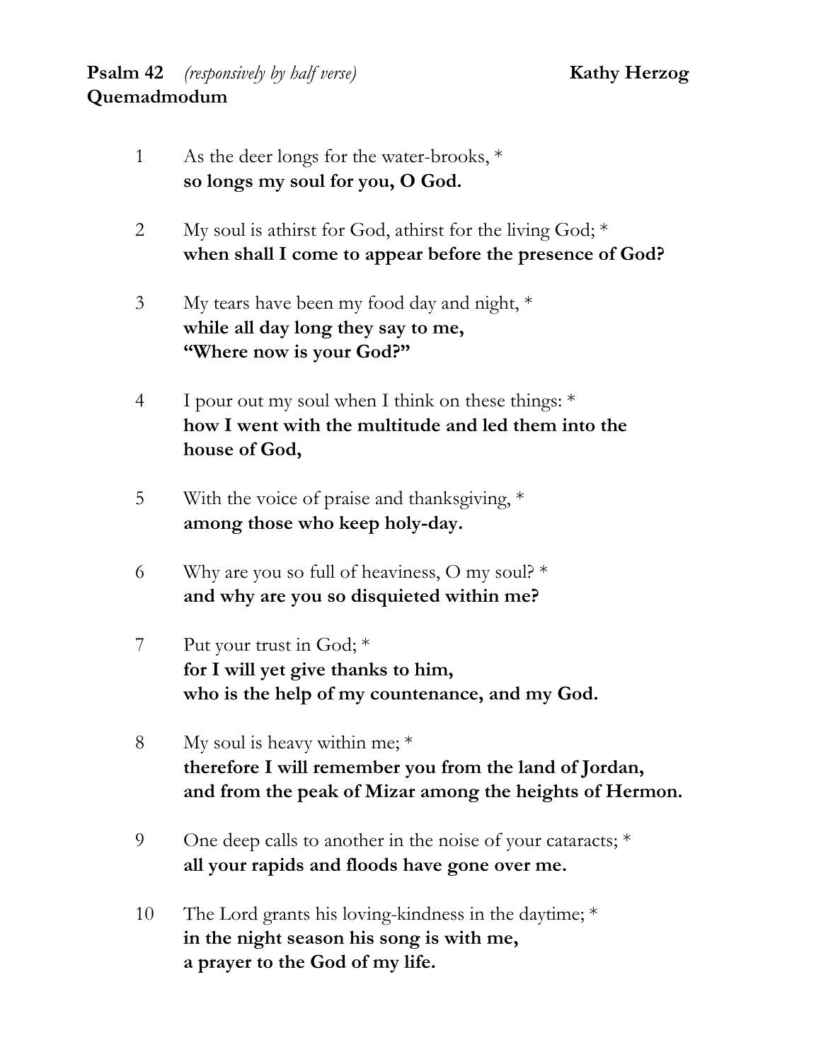**Psalm 42** *(responsively by half verse)* **Kathy Herzog**
**Quemadmodum**

1 As the deer longs for the water-brooks, *
**so longs my soul for you, O God.**

2 My soul is athirst for God, athirst for the living God; *
**when shall I come to appear before the presence of God?**

3 My tears have been my food day and night, *
**while all day long they say to me,**
**"Where now is your God?"**

4 I pour out my soul when I think on these things: *
**how I went with the multitude and led them into the house of God,**

5 With the voice of praise and thanksgiving, *
**among those who keep holy-day.**

6 Why are you so full of heaviness, O my soul? *
**and why are you so disquieted within me?**

7 Put your trust in God; *
**for I will yet give thanks to him,**
**who is the help of my countenance, and my God.**

8 My soul is heavy within me; *
**therefore I will remember you from the land of Jordan,**
**and from the peak of Mizar among the heights of Hermon.**

9 One deep calls to another in the noise of your cataracts; *
**all your rapids and floods have gone over me.**

10 The Lord grants his loving-kindness in the daytime; *
**in the night season his song is with me,**
**a prayer to the God of my life.**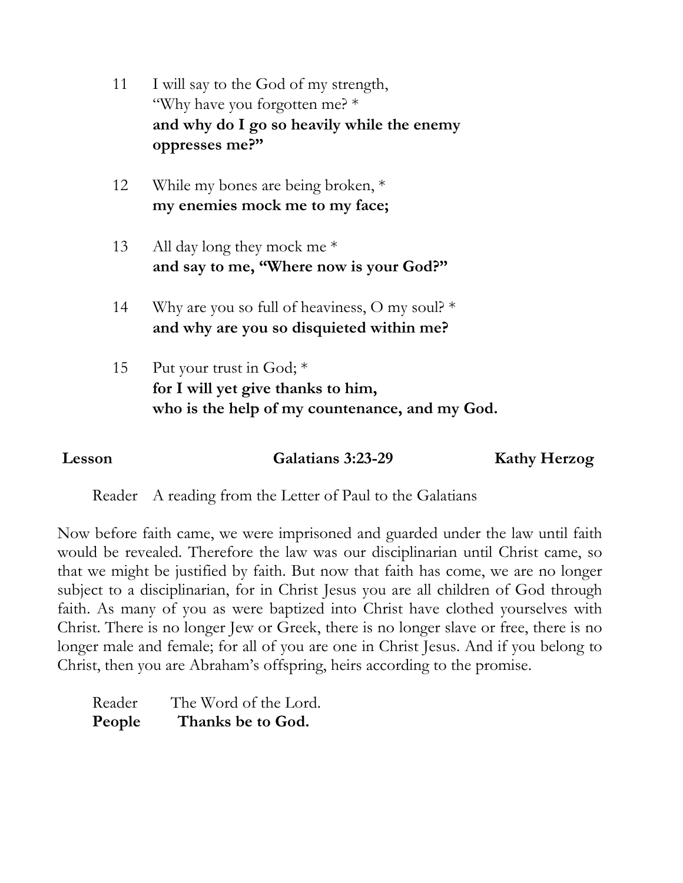11 I will say to the God of my strength,
"Why have you forgotten me? *
**and why do I go so heavily while the enemy oppresses me?"**

12 While my bones are being broken, *
**my enemies mock me to my face;**

13 All day long they mock me *
**and say to me, "Where now is your God?"**

14 Why are you so full of heaviness, O my soul? *
**and why are you so disquieted within me?**

15 Put your trust in God; *
**for I will yet give thanks to him,**
**who is the help of my countenance, and my God.**

**Lesson** **Galatians 3:23-29** **Kathy Herzog**

Reader A reading from the Letter of Paul to the Galatians

Now before faith came, we were imprisoned and guarded under the law until faith would be revealed. Therefore the law was our disciplinarian until Christ came, so that we might be justified by faith. But now that faith has come, we are no longer subject to a disciplinarian, for in Christ Jesus you are all children of God through faith. As many of you as were baptized into Christ have clothed yourselves with Christ. There is no longer Jew or Greek, there is no longer slave or free, there is no longer male and female; for all of you are one in Christ Jesus. And if you belong to Christ, then you are Abraham's offspring, heirs according to the promise.

Reader The Word of the Lord.
**People Thanks be to God.**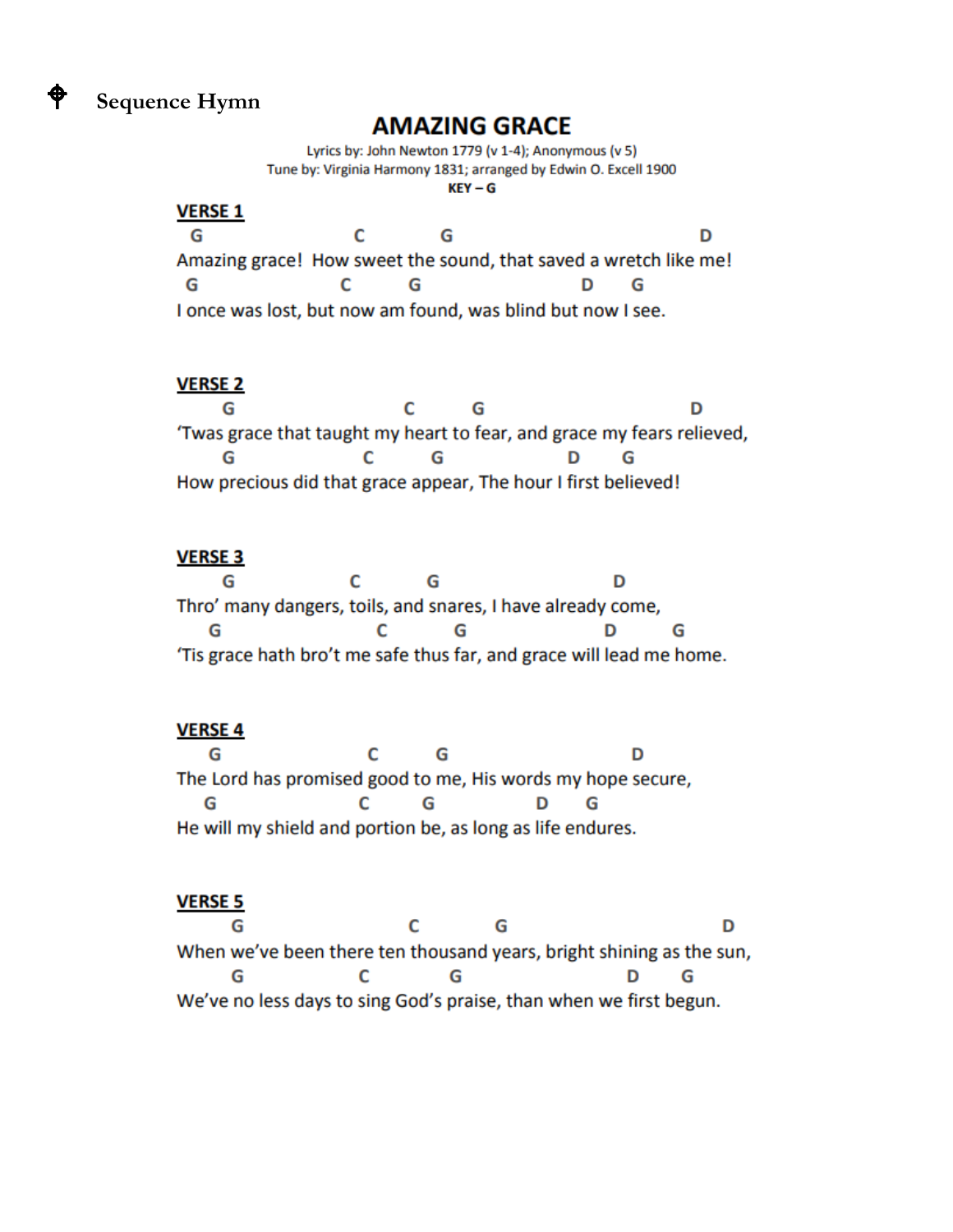✠ **Sequence Hymn**

# AMAZING GRACE

Lyrics by: John Newton 1779 (v 1-4); Anonymous (v 5)
Tune by: Virginia Harmony 1831; arranged by Edwin O. Excell 1900
**KEY – G**

**VERSE 1**

```
 G                    C          G                            D
Amazing grace!  How sweet the sound, that saved a wretch like me!
 G                  C        G                       D      G
I once was lost, but now am found, was blind but now I see.
```

**VERSE 2**

```
      G                    C        G                            D
'Twas grace that taught my heart to fear, and grace my fears relieved,
      G                  C        G                 D      G
How precious did that grace appear, The hour I first believed!
```

**VERSE 3**

```
      G                C         G                       D
Thro' many dangers, toils, and snares, I have already come,
    G                   C         G                    D        G
'Tis grace hath bro't me safe thus far, and grace will lead me home.
```

**VERSE 4**

```
    G                  C        G                        D
The Lord has promised good to me, His words my hope secure,
   G                  C        G             D      G
He will my shield and portion be, as long as life endures.
```

**VERSE 5**

```
       G                     C          G                          D
When we've been there ten thousand years, bright shining as the sun,
       G                C            G                    D      G
We've no less days to sing God's praise, than when we first begun.
```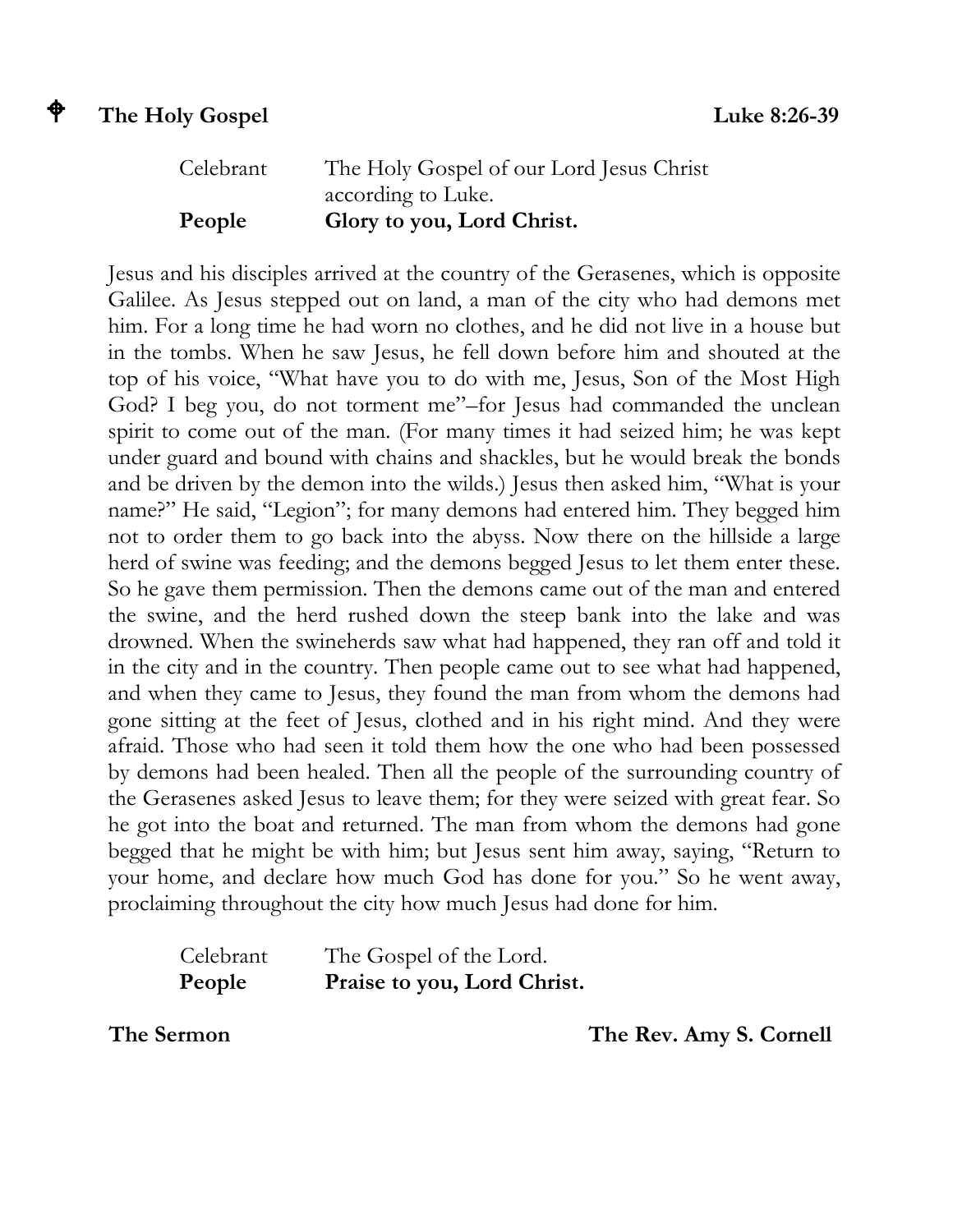## ✠ The Holy Gospel — Luke 8:26-39

| | |
|---|---|
| Celebrant | The Holy Gospel of our Lord Jesus Christ according to Luke. |
| **People** | **Glory to you, Lord Christ.** |

Jesus and his disciples arrived at the country of the Gerasenes, which is opposite Galilee. As Jesus stepped out on land, a man of the city who had demons met him. For a long time he had worn no clothes, and he did not live in a house but in the tombs. When he saw Jesus, he fell down before him and shouted at the top of his voice, "What have you to do with me, Jesus, Son of the Most High God? I beg you, do not torment me"–for Jesus had commanded the unclean spirit to come out of the man. (For many times it had seized him; he was kept under guard and bound with chains and shackles, but he would break the bonds and be driven by the demon into the wilds.) Jesus then asked him, "What is your name?" He said, "Legion"; for many demons had entered him. They begged him not to order them to go back into the abyss. Now there on the hillside a large herd of swine was feeding; and the demons begged Jesus to let them enter these. So he gave them permission. Then the demons came out of the man and entered the swine, and the herd rushed down the steep bank into the lake and was drowned. When the swineherds saw what had happened, they ran off and told it in the city and in the country. Then people came out to see what had happened, and when they came to Jesus, they found the man from whom the demons had gone sitting at the feet of Jesus, clothed and in his right mind. And they were afraid. Those who had seen it told them how the one who had been possessed by demons had been healed. Then all the people of the surrounding country of the Gerasenes asked Jesus to leave them; for they were seized with great fear. So he got into the boat and returned. The man from whom the demons had gone begged that he might be with him; but Jesus sent him away, saying, "Return to your home, and declare how much God has done for you." So he went away, proclaiming throughout the city how much Jesus had done for him.

| | |
|---|---|
| Celebrant | The Gospel of the Lord. |
| **People** | **Praise to you, Lord Christ.** |

**The Sermon** — **The Rev. Amy S. Cornell**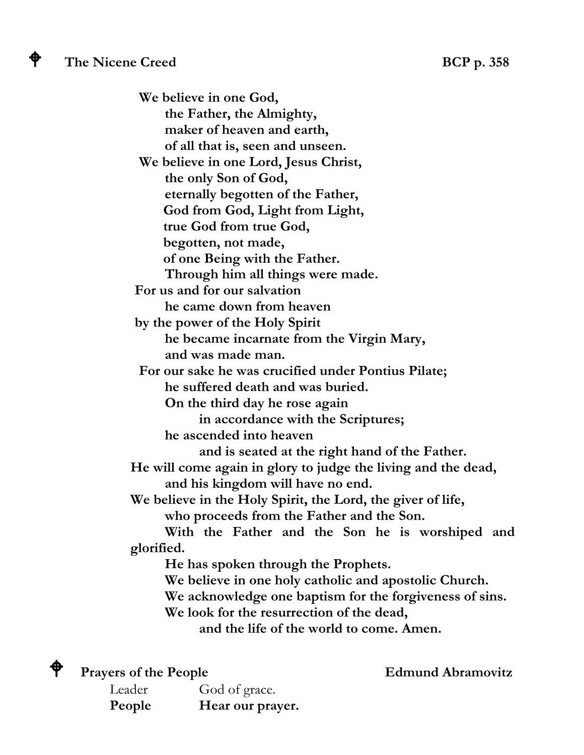## ⌖ The Nicene Creed — BCP p. 358

**We believe in one God,**
**the Father, the Almighty,**
**maker of heaven and earth,**
**of all that is, seen and unseen.**
**We believe in one Lord, Jesus Christ,**
**the only Son of God,**
**eternally begotten of the Father,**
**God from God, Light from Light,**
**true God from true God,**
**begotten, not made,**
**of one Being with the Father.**
**Through him all things were made.**
**For us and for our salvation**
**he came down from heaven**
**by the power of the Holy Spirit**
**he became incarnate from the Virgin Mary,**
**and was made man.**
**For our sake he was crucified under Pontius Pilate;**
**he suffered death and was buried.**
**On the third day he rose again**
**in accordance with the Scriptures;**
**he ascended into heaven**
**and is seated at the right hand of the Father.**
**He will come again in glory to judge the living and the dead,**
**and his kingdom will have no end.**
**We believe in the Holy Spirit, the Lord, the giver of life,**
**who proceeds from the Father and the Son.**
**With the Father and the Son he is worshiped and glorified.**
**He has spoken through the Prophets.**
**We believe in one holy catholic and apostolic Church.**
**We acknowledge one baptism for the forgiveness of sins.**
**We look for the resurrection of the dead,**
**and the life of the world to come. Amen.**

## ⌖ Prayers of the People — Edmund Abramovitz

Leader: God of grace.
**People: Hear our prayer.**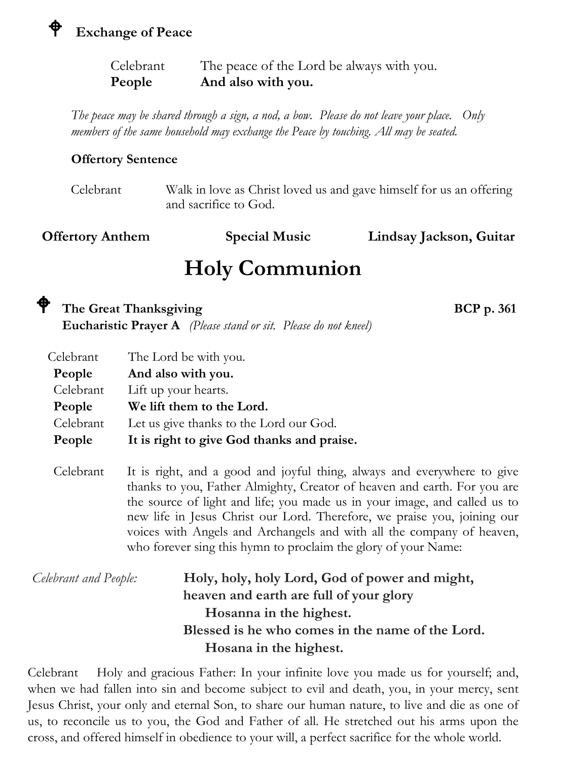## ✠ Exchange of Peace

Celebrant The peace of the Lord be always with you.
**People** **And also with you.**

*The peace may be shared through a sign, a nod, a bow. Please do not leave your place. Only members of the same household may exchange the Peace by touching. All may be seated.*

**Offertory Sentence**

Celebrant Walk in love as Christ loved us and gave himself for us an offering and sacrifice to God.

**Offertory Anthem** **Special Music** **Lindsay Jackson, Guitar**

# Holy Communion

## ✠ The Great Thanksgiving BCP p. 361

**Eucharistic Prayer A** *(Please stand or sit. Please do not kneel)*

Celebrant The Lord be with you.
**People** **And also with you.**
Celebrant Lift up your hearts.
**People** **We lift them to the Lord.**
Celebrant Let us give thanks to the Lord our God.
**People** **It is right to give God thanks and praise.**

Celebrant It is right, and a good and joyful thing, always and everywhere to give thanks to you, Father Almighty, Creator of heaven and earth. For you are the source of light and life; you made us in your image, and called us to new life in Jesus Christ our Lord. Therefore, we praise you, joining our voices with Angels and Archangels and with all the company of heaven, who forever sing this hymn to proclaim the glory of your Name:

*Celebrant and People:* **Holy, holy, holy Lord, God of power and might,**
**heaven and earth are full of your glory**
**Hosanna in the highest.**
**Blessed is he who comes in the name of the Lord.**
**Hosana in the highest.**

Celebrant Holy and gracious Father: In your infinite love you made us for yourself; and, when we had fallen into sin and become subject to evil and death, you, in your mercy, sent Jesus Christ, your only and eternal Son, to share our human nature, to live and die as one of us, to reconcile us to you, the God and Father of all. He stretched out his arms upon the cross, and offered himself in obedience to your will, a perfect sacrifice for the whole world.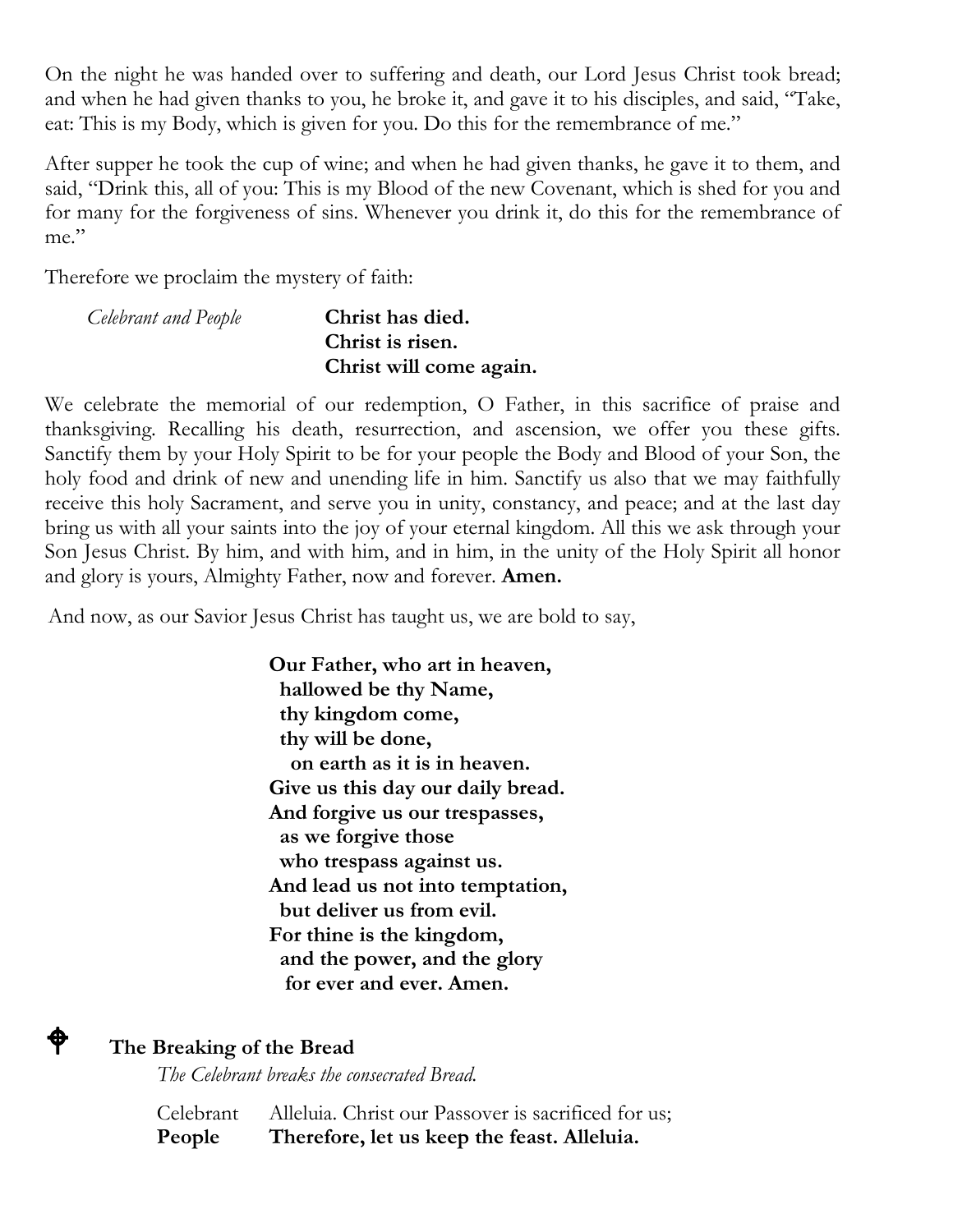On the night he was handed over to suffering and death, our Lord Jesus Christ took bread; and when he had given thanks to you, he broke it, and gave it to his disciples, and said, "Take, eat: This is my Body, which is given for you. Do this for the remembrance of me."

After supper he took the cup of wine; and when he had given thanks, he gave it to them, and said, "Drink this, all of you: This is my Blood of the new Covenant, which is shed for you and for many for the forgiveness of sins. Whenever you drink it, do this for the remembrance of me."

Therefore we proclaim the mystery of faith:

*Celebrant and People* **Christ has died.**
**Christ is risen.**
**Christ will come again.**

We celebrate the memorial of our redemption, O Father, in this sacrifice of praise and thanksgiving. Recalling his death, resurrection, and ascension, we offer you these gifts. Sanctify them by your Holy Spirit to be for your people the Body and Blood of your Son, the holy food and drink of new and unending life in him. Sanctify us also that we may faithfully receive this holy Sacrament, and serve you in unity, constancy, and peace; and at the last day bring us with all your saints into the joy of your eternal kingdom. All this we ask through your Son Jesus Christ. By him, and with him, and in him, in the unity of the Holy Spirit all honor and glory is yours, Almighty Father, now and forever. **Amen.**

And now, as our Savior Jesus Christ has taught us, we are bold to say,

**Our Father, who art in heaven,**
**hallowed be thy Name,**
**thy kingdom come,**
**thy will be done,**
**on earth as it is in heaven.**
**Give us this day our daily bread.**
**And forgive us our trespasses,**
**as we forgive those**
**who trespass against us.**
**And lead us not into temptation,**
**but deliver us from evil.**
**For thine is the kingdom,**
**and the power, and the glory**
**for ever and ever. Amen.**

## The Breaking of the Bread

*The Celebrant breaks the consecrated Bread.*

Celebrant Alleluia. Christ our Passover is sacrificed for us;
**People Therefore, let us keep the feast. Alleluia.**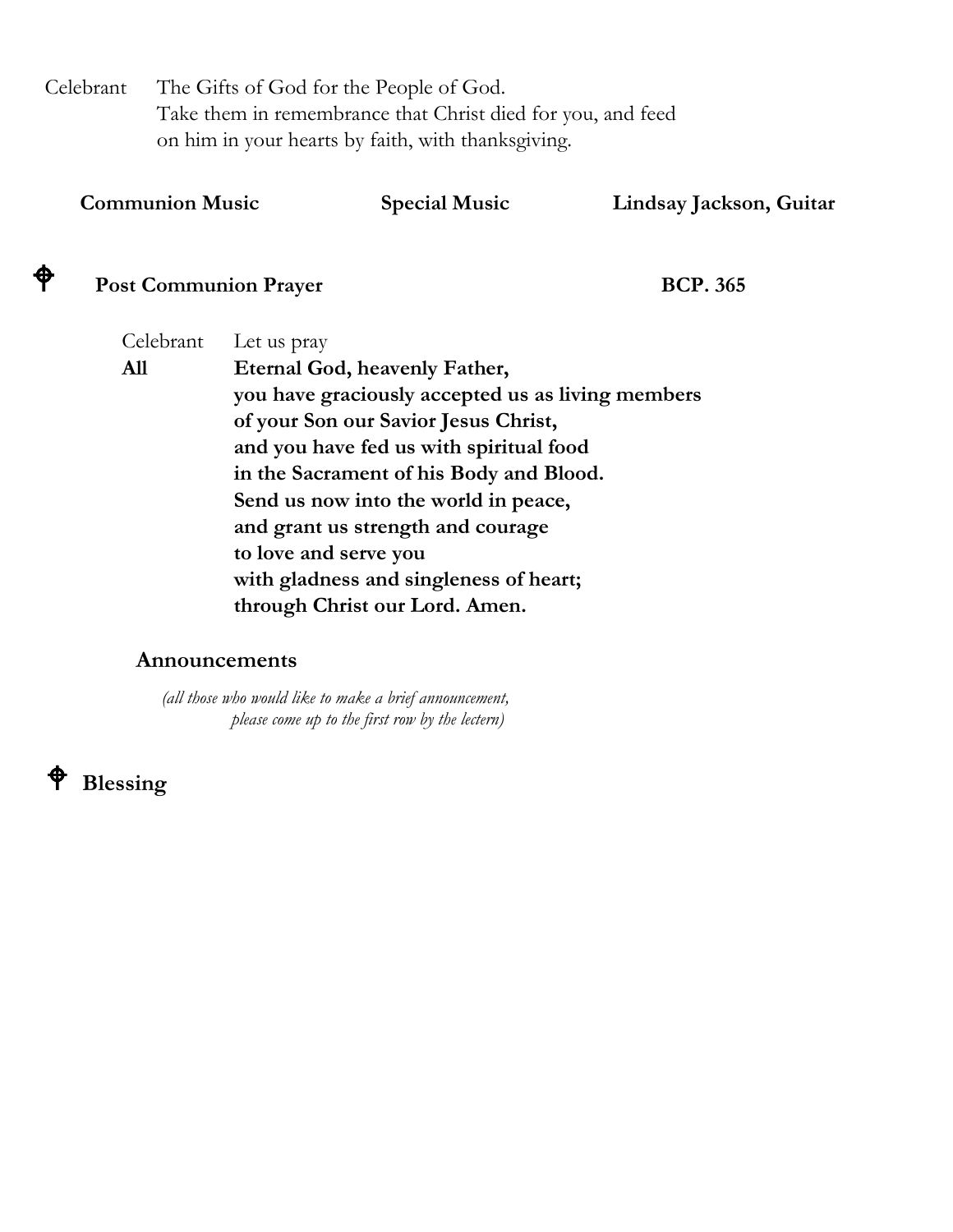Celebrant The Gifts of God for the People of God.
Take them in remembrance that Christ died for you, and feed on him in your hearts by faith, with thanksgiving.

**Communion Music** **Special Music** **Lindsay Jackson, Guitar**

## ⌖ Post Communion Prayer BCP. 365

Celebrant Let us pray

**All** **Eternal God, heavenly Father,**
**you have graciously accepted us as living members**
**of your Son our Savior Jesus Christ,**
**and you have fed us with spiritual food**
**in the Sacrament of his Body and Blood.**
**Send us now into the world in peace,**
**and grant us strength and courage**
**to love and serve you**
**with gladness and singleness of heart;**
**through Christ our Lord. Amen.**

## Announcements

*(all those who would like to make a brief announcement, please come up to the first row by the lectern)*

## ⌖ Blessing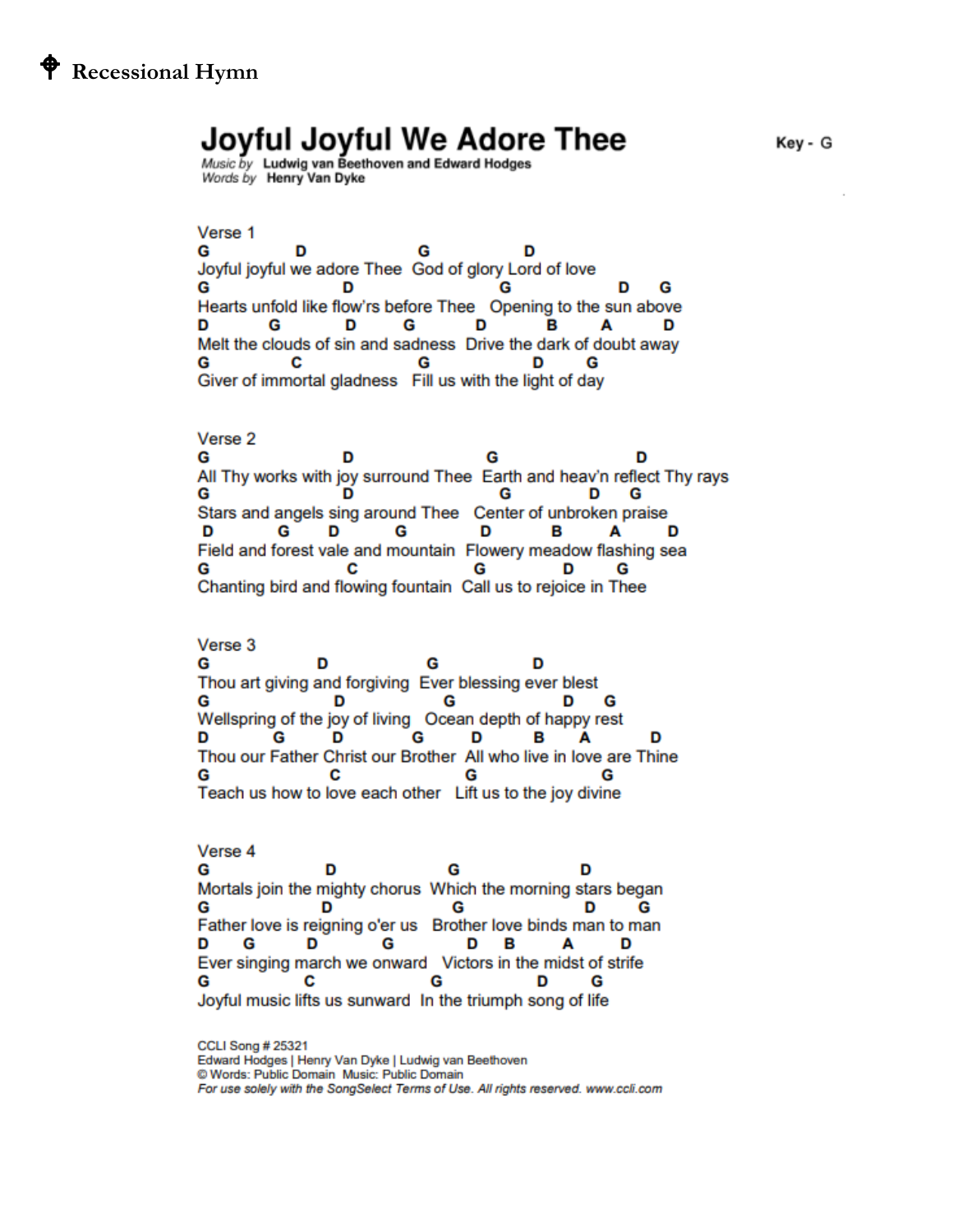# ⌖ Recessional Hymn

## Joyful Joyful We Adore Thee

*Music by* **Ludwig van Beethoven and Edward Hodges**
*Words by* **Henry Van Dyke**

**Key - G**

Verse 1

```
G               D                 G               D
Joyful joyful we adore Thee  God of glory Lord of love
G                      D                      G                  D     G
Hearts unfold like flow'rs before Thee   Opening to the sun above
D          G          D         G          D           B        A         D
Melt the clouds of sin and sadness  Drive the dark of doubt away
G              C                  G                 D      G
Giver of immortal gladness   Fill us with the light of day
```

Verse 2

```
G                      D                        G                        D
All Thy works with joy surround Thee  Earth and heav'n reflect Thy rays
G                      D                      G              D     G
Stars and angels sing around Thee   Center of unbroken praise
 D         G       D          G              D           B         A         D
Field and forest vale and mountain  Flowery meadow flashing sea
G                         C                  G               D       G
Chanting bird and flowing fountain  Call us to rejoice in Thee
```

Verse 3

```
G                  D                 G                D
Thou art giving and forgiving  Ever blessing ever blest
G                     D                 G                 D      G
Wellspring of the joy of living   Ocean depth of happy rest
D          G         D            G           D          B      A            D
Thou our Father Christ our Brother  All who live in love are Thine
G                     C                  G                       G
Teach us how to love each other   Lift us to the joy divine
```

Verse 4

```
G                    D                    G                    D
Mortals join the mighty chorus  Which the morning stars began
G                    D                    G                    D       G
Father love is reigning o'er us   Brother love binds man to man
D      G          D               G            D     B         A          D
Ever singing march we onward   Victors in the midst of strife
G                   C                    G                D       G
Joyful music lifts us sunward  In the triumph song of life
```

CCLI Song # 25321
Edward Hodges | Henry Van Dyke | Ludwig van Beethoven
© Words: Public Domain Music: Public Domain
*For use solely with the SongSelect Terms of Use. All rights reserved. www.ccli.com*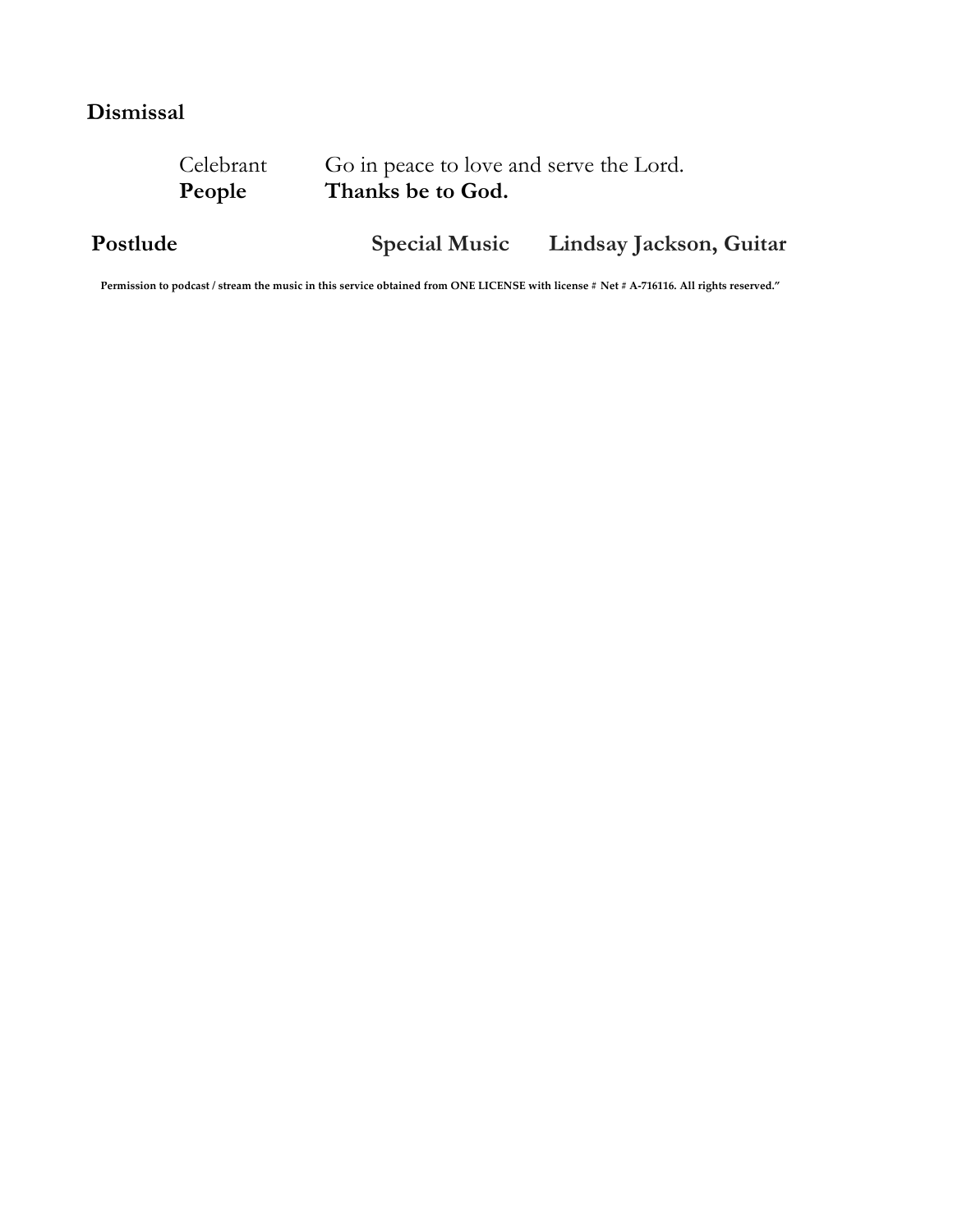## Dismissal

Celebrant Go in peace to love and serve the Lord.
**People** **Thanks be to God.**

**Postlude** **Special Music** **Lindsay Jackson, Guitar**

**Permission to podcast / stream the music in this service obtained from ONE LICENSE with license # Net # A-716116. All rights reserved."**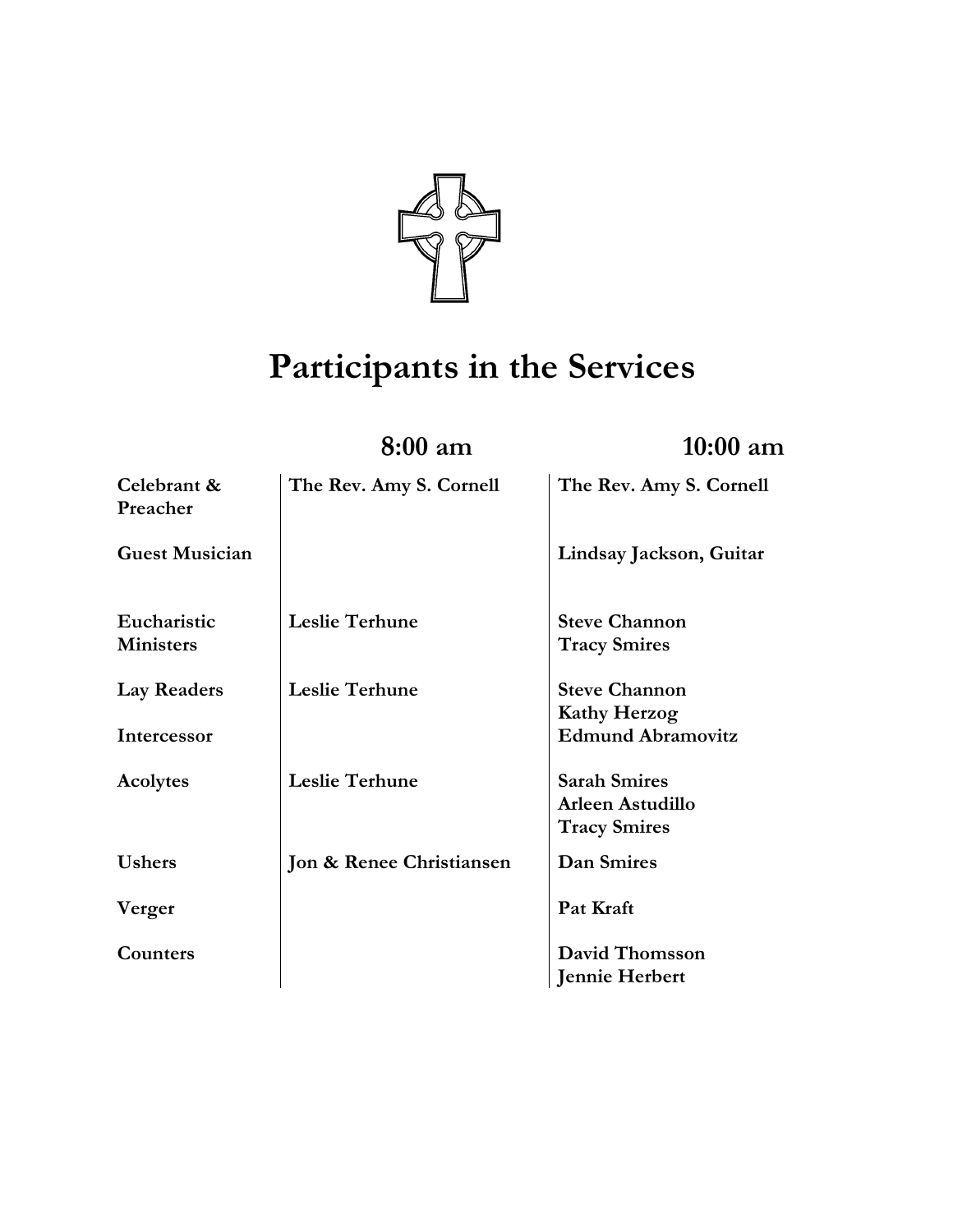# Participants in the Services

| | 8:00 am | 10:00 am |
|---|---|---|
| **Celebrant & Preacher** | **The Rev. Amy S. Cornell** | **The Rev. Amy S. Cornell** |
| **Guest Musician** | | **Lindsay Jackson, Guitar** |
| **Eucharistic Ministers** | **Leslie Terhune** | **Steve Channon**<br>**Tracy Smires** |
| **Lay Readers** | **Leslie Terhune** | **Steve Channon**<br>**Kathy Herzog** |
| **Intercessor** | | **Edmund Abramovitz** |
| **Acolytes** | **Leslie Terhune** | **Sarah Smires**<br>**Arleen Astudillo**<br>**Tracy Smires** |
| **Ushers** | **Jon & Renee Christiansen** | **Dan Smires** |
| **Verger** | | **Pat Kraft** |
| **Counters** | | **David Thomsson**<br>**Jennie Herbert** |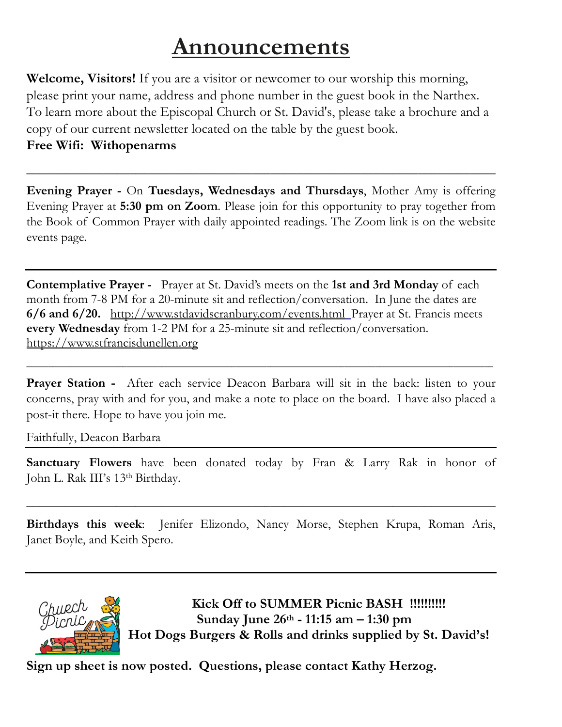# Announcements

**Welcome, Visitors!** If you are a visitor or newcomer to our worship this morning, please print your name, address and phone number in the guest book in the Narthex. To learn more about the Episcopal Church or St. David's, please take a brochure and a copy of our current newsletter located on the table by the guest book.

**Free Wifi: Withopenarms**

---

**Evening Prayer -** On **Tuesdays, Wednesdays and Thursdays**, Mother Amy is offering Evening Prayer at **5:30 pm on Zoom**. Please join for this opportunity to pray together from the Book of Common Prayer with daily appointed readings. The Zoom link is on the website events page.

---

**Contemplative Prayer -** Prayer at St. David's meets on the **1st and 3rd Monday** of each month from 7-8 PM for a 20-minute sit and reflection/conversation. In June the dates are **6/6 and 6/20.** http://www.stdavidscranbury.com/events.html Prayer at St. Francis meets **every Wednesday** from 1-2 PM for a 25-minute sit and reflection/conversation. https://www.stfrancisdunellen.org

---

**Prayer Station -** After each service Deacon Barbara will sit in the back: listen to your concerns, pray with and for you, and make a note to place on the board. I have also placed a post-it there. Hope to have you join me.

Faithfully, Deacon Barbara

---

**Sanctuary Flowers** have been donated today by Fran & Larry Rak in honor of John L. Rak III's 13th Birthday.

---

**Birthdays this week**: Jenifer Elizondo, Nancy Morse, Stephen Krupa, Roman Aris, Janet Boyle, and Keith Spero.

---

**Kick Off to SUMMER Picnic BASH !!!!!!!!!**

**Sunday June 26th - 11:15 am – 1:30 pm**

**Hot Dogs Burgers & Rolls and drinks supplied by St. David's!**

**Sign up sheet is now posted. Questions, please contact Kathy Herzog.**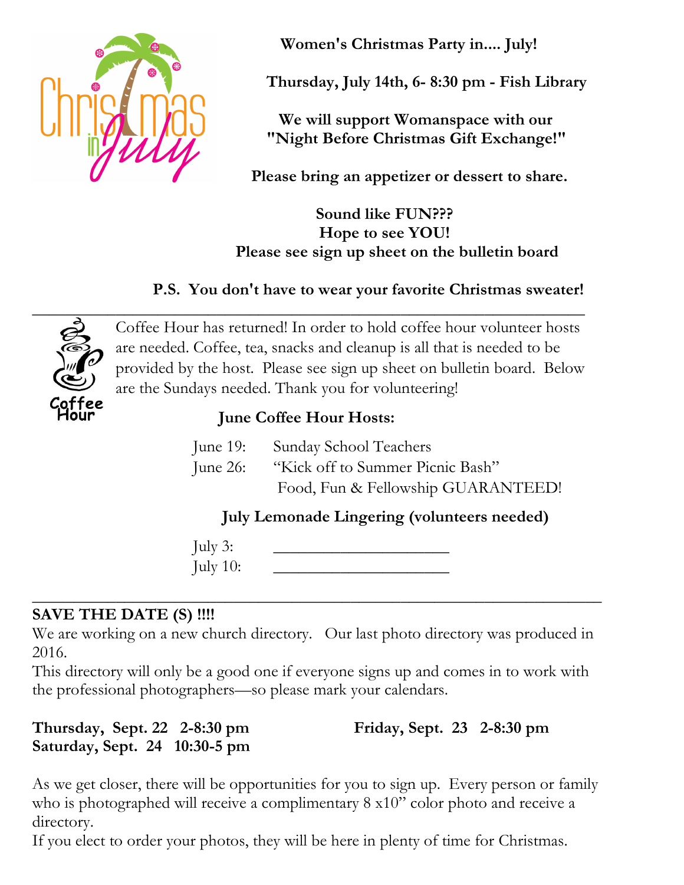**Women's Christmas Party in.... July!**

**Thursday, July 14th, 6- 8:30 pm - Fish Library**

**We will support Womanspace with our "Night Before Christmas Gift Exchange!"**

**Please bring an appetizer or dessert to share.**

**Sound like FUN???**
**Hope to see YOU!**
**Please see sign up sheet on the bulletin board**

**P.S. You don't have to wear your favorite Christmas sweater!**

---

Coffee Hour has returned! In order to hold coffee hour volunteer hosts are needed. Coffee, tea, snacks and cleanup is all that is needed to be provided by the host. Please see sign up sheet on bulletin board. Below are the Sundays needed. Thank you for volunteering!

**June Coffee Hour Hosts:**

June 19: Sunday School Teachers
June 26: "Kick off to Summer Picnic Bash"
Food, Fun & Fellowship GUARANTEED!

**July Lemonade Lingering (volunteers needed)**

July 3: ____________________
July 10: ____________________

---

**SAVE THE DATE (S) !!!!**

We are working on a new church directory. Our last photo directory was produced in 2016.

This directory will only be a good one if everyone signs up and comes in to work with the professional photographers—so please mark your calendars.

**Thursday, Sept. 22 2-8:30 pm**
**Friday, Sept. 23 2-8:30 pm**
**Saturday, Sept. 24 10:30-5 pm**

As we get closer, there will be opportunities for you to sign up. Every person or family who is photographed will receive a complimentary 8 x10" color photo and receive a directory.

If you elect to order your photos, they will be here in plenty of time for Christmas.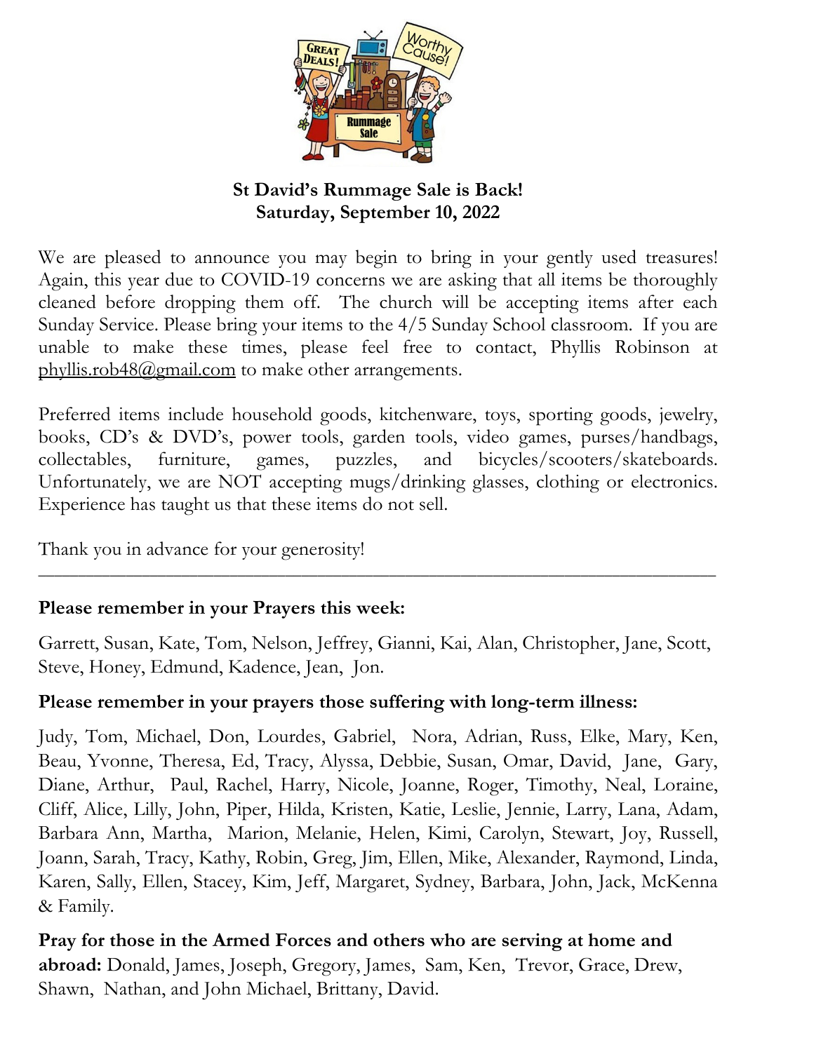**St David's Rummage Sale is Back!**
**Saturday, September 10, 2022**

We are pleased to announce you may begin to bring in your gently used treasures! Again, this year due to COVID-19 concerns we are asking that all items be thoroughly cleaned before dropping them off. The church will be accepting items after each Sunday Service. Please bring your items to the 4/5 Sunday School classroom. If you are unable to make these times, please feel free to contact, Phyllis Robinson at phyllis.rob48@gmail.com to make other arrangements.

Preferred items include household goods, kitchenware, toys, sporting goods, jewelry, books, CD's & DVD's, power tools, garden tools, video games, purses/handbags, collectables, furniture, games, puzzles, and bicycles/scooters/skateboards. Unfortunately, we are NOT accepting mugs/drinking glasses, clothing or electronics. Experience has taught us that these items do not sell.

Thank you in advance for your generosity!

---

**Please remember in your Prayers this week:**

Garrett, Susan, Kate, Tom, Nelson, Jeffrey, Gianni, Kai, Alan, Christopher, Jane, Scott, Steve, Honey, Edmund, Kadence, Jean, Jon.

**Please remember in your prayers those suffering with long-term illness:**

Judy, Tom, Michael, Don, Lourdes, Gabriel, Nora, Adrian, Russ, Elke, Mary, Ken, Beau, Yvonne, Theresa, Ed, Tracy, Alyssa, Debbie, Susan, Omar, David, Jane, Gary, Diane, Arthur, Paul, Rachel, Harry, Nicole, Joanne, Roger, Timothy, Neal, Loraine, Cliff, Alice, Lilly, John, Piper, Hilda, Kristen, Katie, Leslie, Jennie, Larry, Lana, Adam, Barbara Ann, Martha, Marion, Melanie, Helen, Kimi, Carolyn, Stewart, Joy, Russell, Joann, Sarah, Tracy, Kathy, Robin, Greg, Jim, Ellen, Mike, Alexander, Raymond, Linda, Karen, Sally, Ellen, Stacey, Kim, Jeff, Margaret, Sydney, Barbara, John, Jack, McKenna & Family.

**Pray for those in the Armed Forces and others who are serving at home and abroad:** Donald, James, Joseph, Gregory, James, Sam, Ken, Trevor, Grace, Drew, Shawn, Nathan, and John Michael, Brittany, David.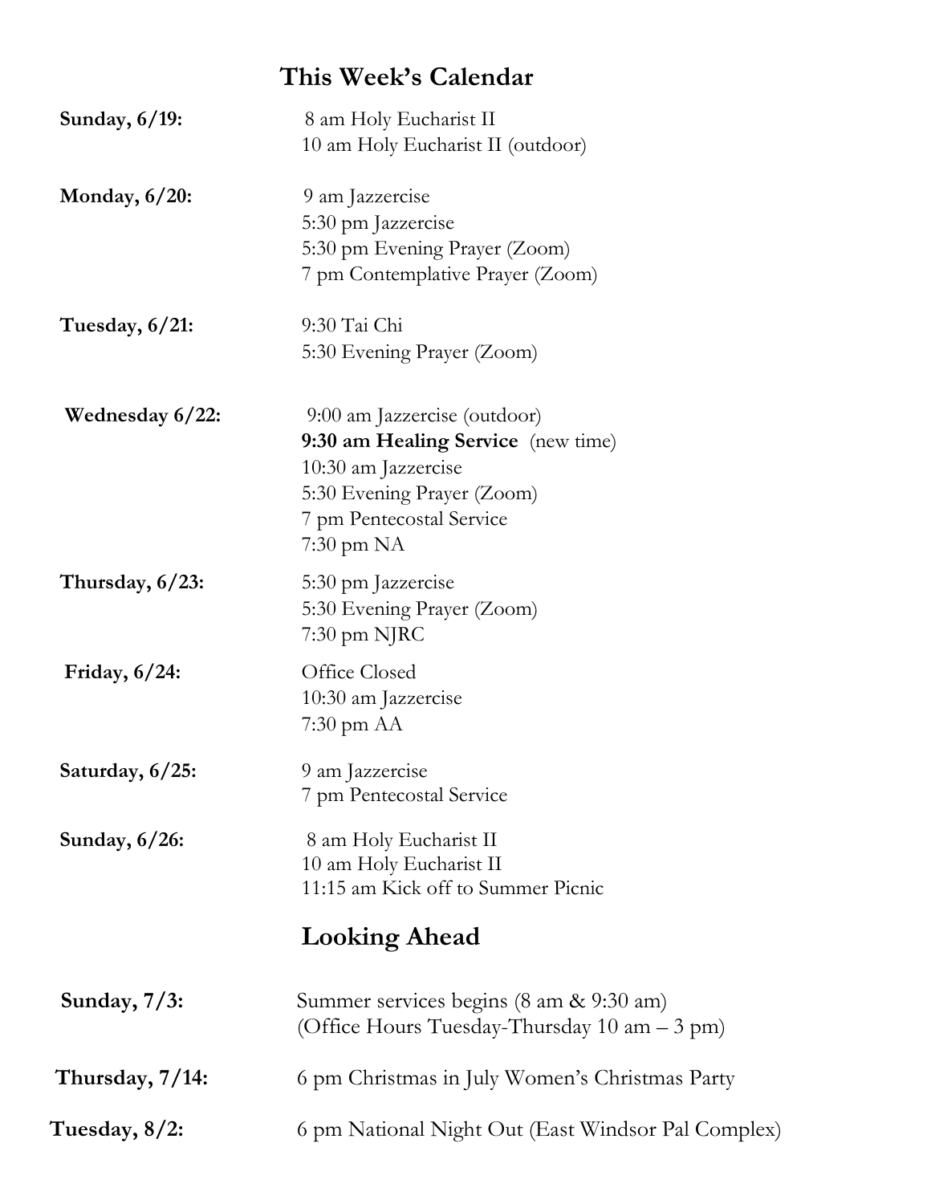## This Week's Calendar

| | |
|---|---|
| **Sunday, 6/19:** | 8 am Holy Eucharist II<br>10 am Holy Eucharist II (outdoor) |
| **Monday, 6/20:** | 9 am Jazzercise<br>5:30 pm Jazzercise<br>5:30 pm Evening Prayer (Zoom)<br>7 pm Contemplative Prayer (Zoom) |
| **Tuesday, 6/21:** | 9:30 Tai Chi<br>5:30 Evening Prayer (Zoom) |
| **Wednesday 6/22:** | 9:00 am Jazzercise (outdoor)<br>**9:30 am Healing Service** (new time)<br>10:30 am Jazzercise<br>5:30 Evening Prayer (Zoom)<br>7 pm Pentecostal Service<br>7:30 pm NA |
| **Thursday, 6/23:** | 5:30 pm Jazzercise<br>5:30 Evening Prayer (Zoom)<br>7:30 pm NJRC |
| **Friday, 6/24:** | Office Closed<br>10:30 am Jazzercise<br>7:30 pm AA |
| **Saturday, 6/25:** | 9 am Jazzercise<br>7 pm Pentecostal Service |
| **Sunday, 6/26:** | 8 am Holy Eucharist II<br>10 am Holy Eucharist II<br>11:15 am Kick off to Summer Picnic |

## Looking Ahead

| | |
|---|---|
| **Sunday, 7/3:** | Summer services begins (8 am & 9:30 am)<br>(Office Hours Tuesday-Thursday 10 am – 3 pm) |
| **Thursday, 7/14:** | 6 pm Christmas in July Women's Christmas Party |
| **Tuesday, 8/2:** | 6 pm National Night Out (East Windsor Pal Complex) |